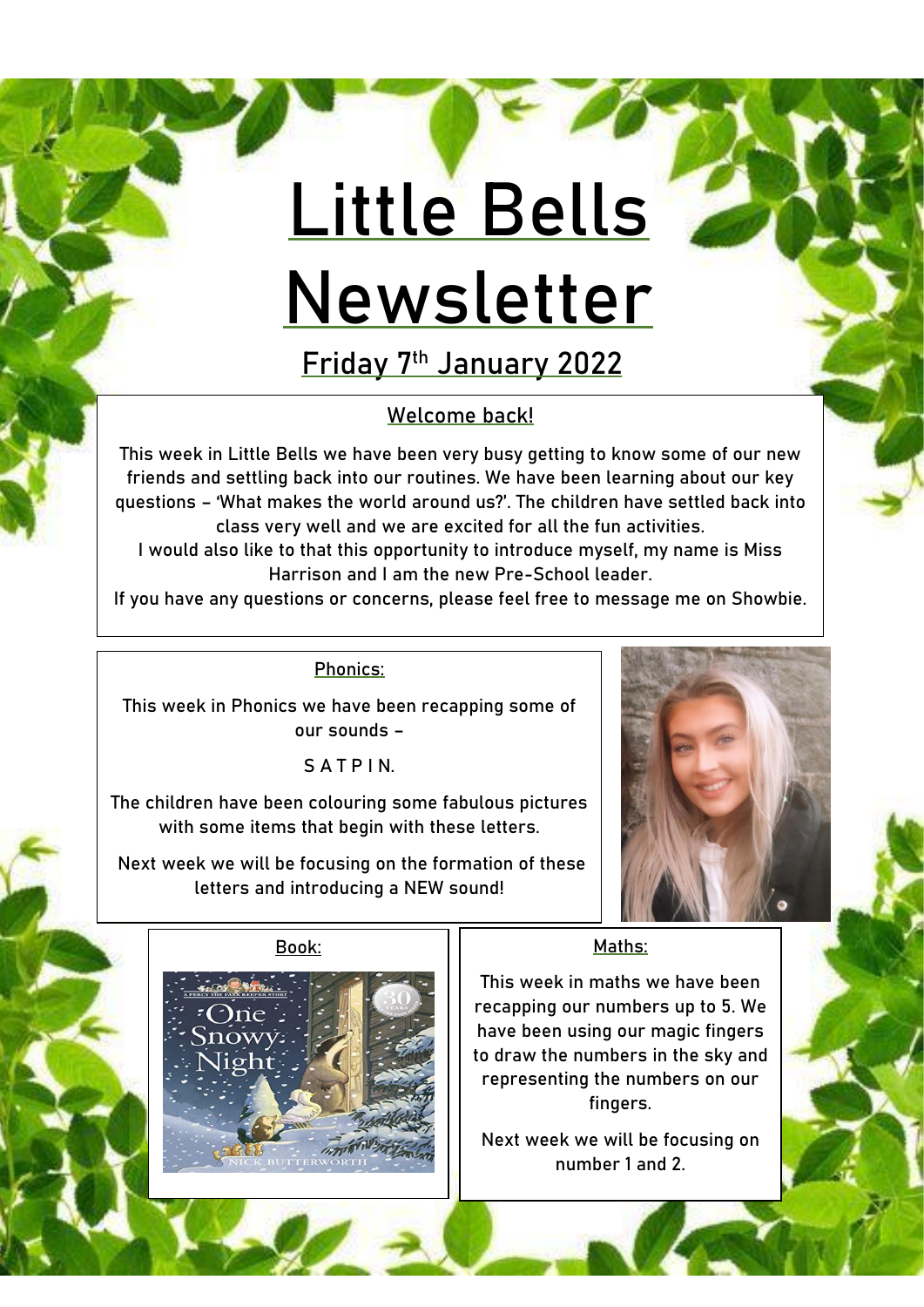# Little Bells Newsletter

## Friday 7th January 2022

### Welcome back!

This week in Little Bells we have been very busy getting to know some of our new friends and settling back into our routines. We have been learning about our key questions – 'What makes the world around us?'. The children have settled back into class very well and we are excited for all the fun activities.

I would also like to that this opportunity to introduce myself, my name is Miss Harrison and I am the new Pre-School leader.

If you have any questions or concerns, please feel free to message me on Showbie.

### Phonics:

This week in Phonics we have been recapping some of our sounds –

S A T P I N.

The children have been colouring some fabulous pictures with some items that begin with these letters.

Next week we will be focusing on the formation of these letters and introducing a NEW sound!

### Book:

### Maths:

This week in maths we have been recapping our numbers up to 5. We have been using our magic fingers to draw the numbers in the sky and representing the numbers on our fingers.

Next week we will be focusing on number 1 and 2.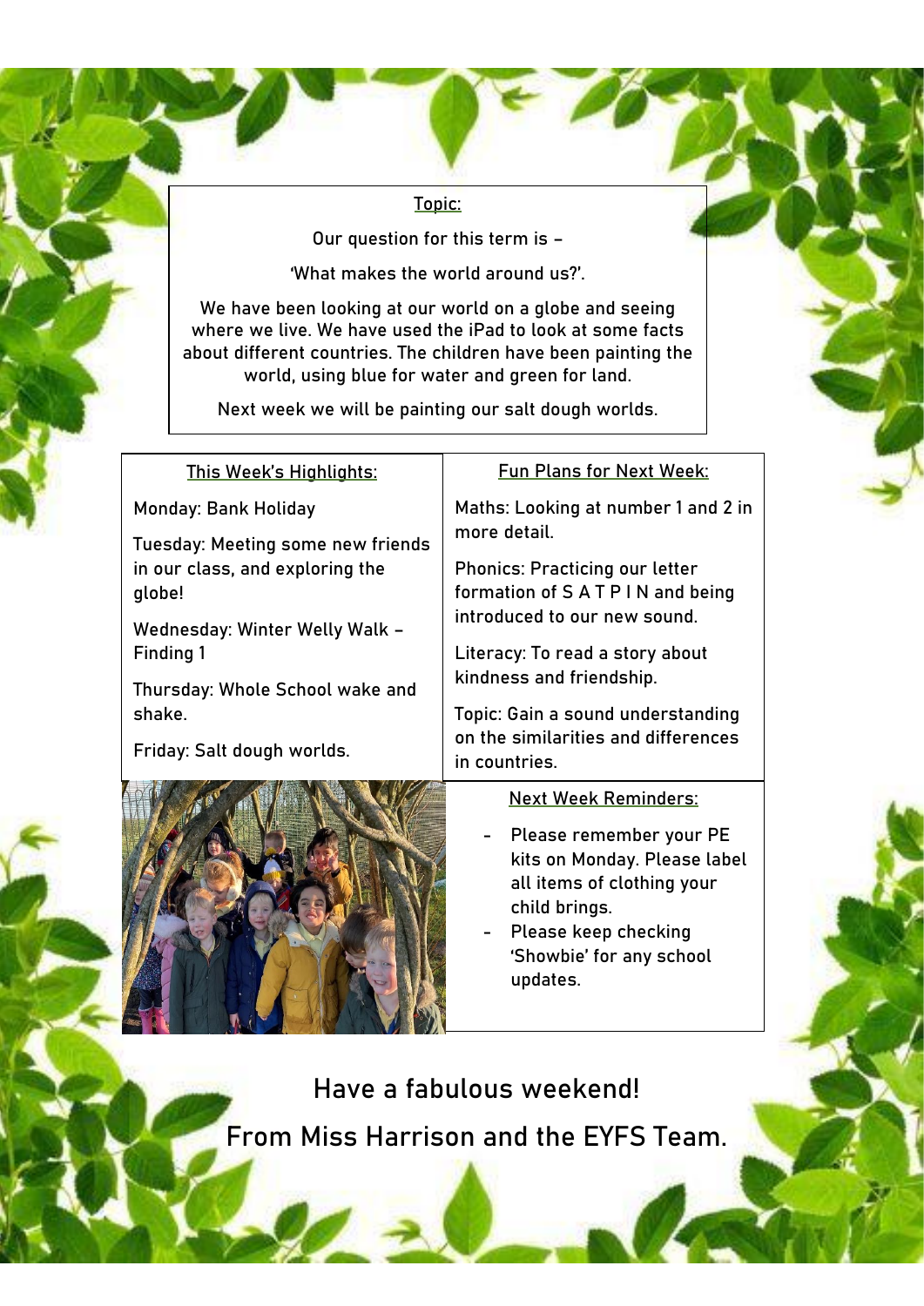## Topic:

Our question for this term is –

'What makes the world around us?'.

We have been looking at our world on a globe and seeing where we live. We have used the iPad to look at some facts about different countries. The children have been painting the world, using blue for water and green for land.

Next week we will be painting our salt dough worlds.

## This Week's Highlights:

Monday: Bank Holiday

Tuesday: Meeting some new friends in our class, and exploring the globe!

Wednesday: Winter Welly Walk – Finding 1

Thursday: Whole School wake and shake.

Friday: Salt dough worlds.

## Fun Plans for Next Week:

Maths: Looking at number 1 and 2 in more detail.

Phonics: Practicing our letter formation of S A T P I N and being introduced to our new sound.

Literacy: To read a story about kindness and friendship.

Topic: Gain a sound understanding on the similarities and differences in countries.

## Next Week Reminders:

- Please remember your PE kits on Monday. Please label all items of clothing your child brings.
- Please keep checking 'Showbie' for any school updates.

Have a fabulous weekend!

From Miss Harrison and the EYFS Team.